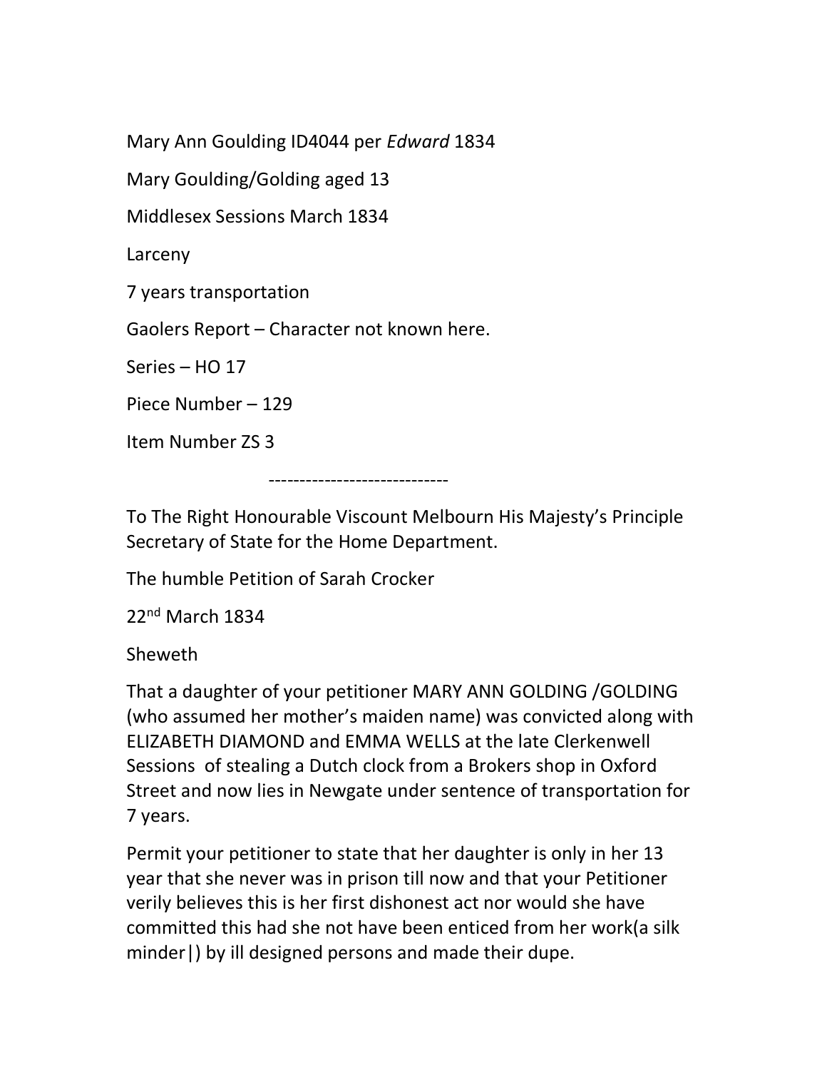Mary Ann Goulding ID4044 per *Edward* 1834

Mary Goulding/Golding aged 13

Middlesex Sessions March 1834

Larceny

7 years transportation

Gaolers Report – Character not known here.

Series – HO 17

Piece Number – 129

Item Number ZS 3

-----------------------------

To The Right Honourable Viscount Melbourn His Majesty's Principle Secretary of State for the Home Department.

The humble Petition of Sarah Crocker

22nd March 1834

Sheweth

That a daughter of your petitioner MARY ANN GOLDING /GOLDING (who assumed her mother's maiden name) was convicted along with ELIZABETH DIAMOND and EMMA WELLS at the late Clerkenwell Sessions of stealing a Dutch clock from a Brokers shop in Oxford Street and now lies in Newgate under sentence of transportation for 7 years.

Permit your petitioner to state that her daughter is only in her 13 year that she never was in prison till now and that your Petitioner verily believes this is her first dishonest act nor would she have committed this had she not have been enticed from her work(a silk minder|) by ill designed persons and made their dupe.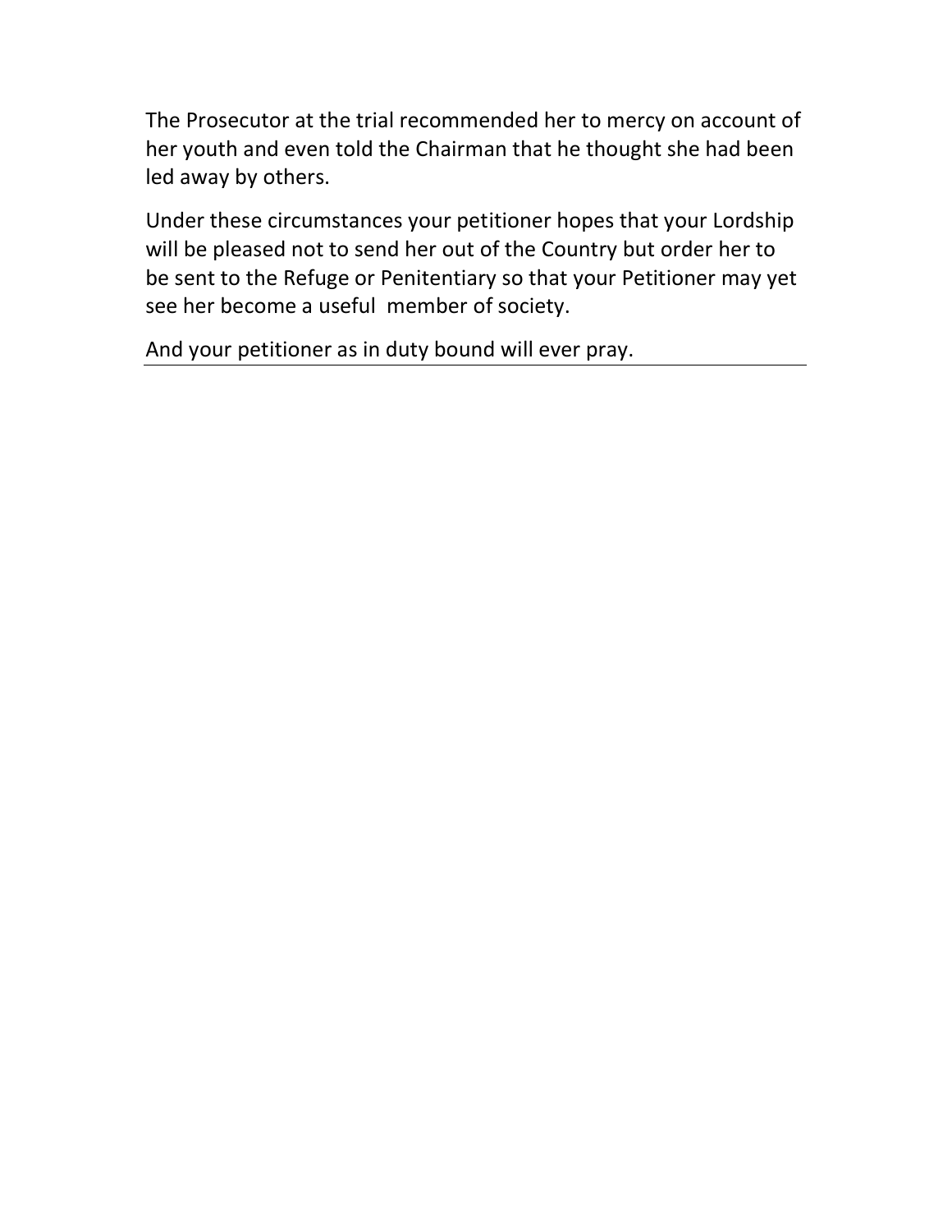The Prosecutor at the trial recommended her to mercy on account of her youth and even told the Chairman that he thought she had been led away by others.

Under these circumstances your petitioner hopes that your Lordship will be pleased not to send her out of the Country but order her to be sent to the Refuge or Penitentiary so that your Petitioner may yet see her become a useful member of society.

And your petitioner as in duty bound will ever pray.